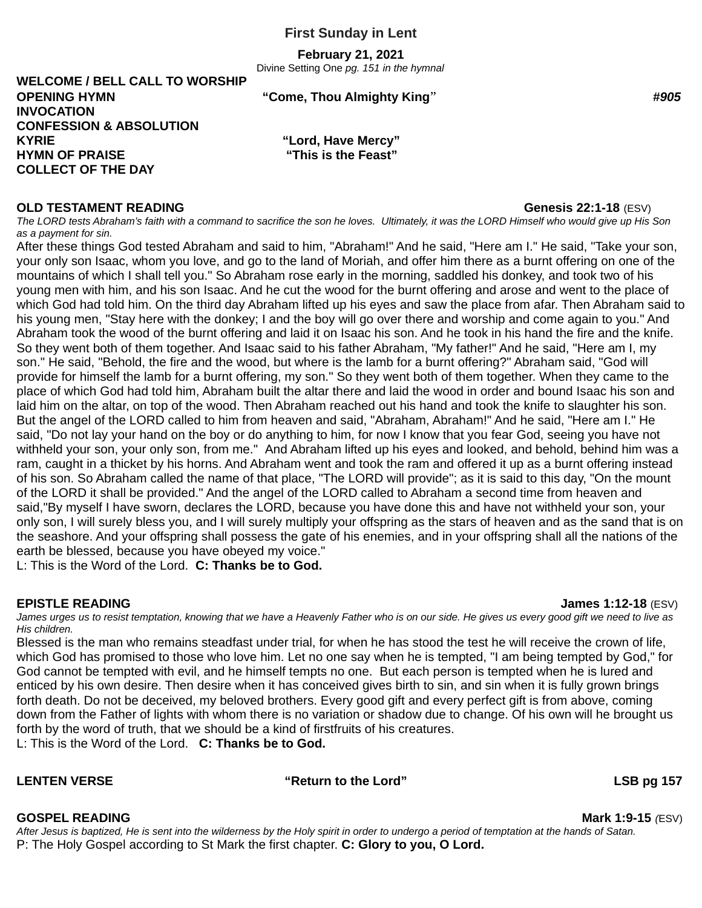# First Sunday in Lent

**February 21, 2021**

Divine Setting One *pg. 151 in the hymnal*

**WELCOME / BELL CALL TO WORSHIP**

**OPENING HYMN** **"Come, Thou Almighty King"** ***#905***

**INVOCATION**

**CONFESSION & ABSOLUTION**

**KYRIE** **"Lord, Have Mercy"**

**HYMN OF PRAISE** **"This is the Feast"**

**COLLECT OF THE DAY**

**OLD TESTAMENT READING** **Genesis 22:1-18** (ESV)

*The LORD tests Abraham's faith with a command to sacrifice the son he loves. Ultimately, it was the LORD Himself who would give up His Son as a payment for sin.*

After these things God tested Abraham and said to him, "Abraham!" And he said, "Here am I." He said, "Take your son, your only son Isaac, whom you love, and go to the land of Moriah, and offer him there as a burnt offering on one of the mountains of which I shall tell you." So Abraham rose early in the morning, saddled his donkey, and took two of his young men with him, and his son Isaac. And he cut the wood for the burnt offering and arose and went to the place of which God had told him. On the third day Abraham lifted up his eyes and saw the place from afar. Then Abraham said to his young men, "Stay here with the donkey; I and the boy will go over there and worship and come again to you." And Abraham took the wood of the burnt offering and laid it on Isaac his son. And he took in his hand the fire and the knife. So they went both of them together. And Isaac said to his father Abraham, "My father!" And he said, "Here am I, my son." He said, "Behold, the fire and the wood, but where is the lamb for a burnt offering?" Abraham said, "God will provide for himself the lamb for a burnt offering, my son." So they went both of them together. When they came to the place of which God had told him, Abraham built the altar there and laid the wood in order and bound Isaac his son and laid him on the altar, on top of the wood. Then Abraham reached out his hand and took the knife to slaughter his son. But the angel of the LORD called to him from heaven and said, "Abraham, Abraham!" And he said, "Here am I." He said, "Do not lay your hand on the boy or do anything to him, for now I know that you fear God, seeing you have not withheld your son, your only son, from me." And Abraham lifted up his eyes and looked, and behold, behind him was a ram, caught in a thicket by his horns. And Abraham went and took the ram and offered it up as a burnt offering instead of his son. So Abraham called the name of that place, "The LORD will provide"; as it is said to this day, "On the mount of the LORD it shall be provided." And the angel of the LORD called to Abraham a second time from heaven and said,"By myself I have sworn, declares the LORD, because you have done this and have not withheld your son, your only son, I will surely bless you, and I will surely multiply your offspring as the stars of heaven and as the sand that is on the seashore. And your offspring shall possess the gate of his enemies, and in your offspring shall all the nations of the earth be blessed, because you have obeyed my voice."

L: This is the Word of the Lord. **C: Thanks be to God.**

**EPISTLE READING** **James 1:12-18** (ESV)

*James urges us to resist temptation, knowing that we have a Heavenly Father who is on our side. He gives us every good gift we need to live as His children.*

Blessed is the man who remains steadfast under trial, for when he has stood the test he will receive the crown of life, which God has promised to those who love him. Let no one say when he is tempted, "I am being tempted by God," for God cannot be tempted with evil, and he himself tempts no one. But each person is tempted when he is lured and enticed by his own desire. Then desire when it has conceived gives birth to sin, and sin when it is fully grown brings forth death. Do not be deceived, my beloved brothers. Every good gift and every perfect gift is from above, coming down from the Father of lights with whom there is no variation or shadow due to change. Of his own will he brought us forth by the word of truth, that we should be a kind of firstfruits of his creatures.

L: This is the Word of the Lord. **C: Thanks be to God.**

**LENTEN VERSE** **"Return to the Lord"** **LSB pg 157**

**GOSPEL READING** **Mark 1:9-15** *(*ESV)

*After Jesus is baptized, He is sent into the wilderness by the Holy spirit in order to undergo a period of temptation at the hands of Satan.*

P: The Holy Gospel according to St Mark the first chapter. **C: Glory to you, O Lord.**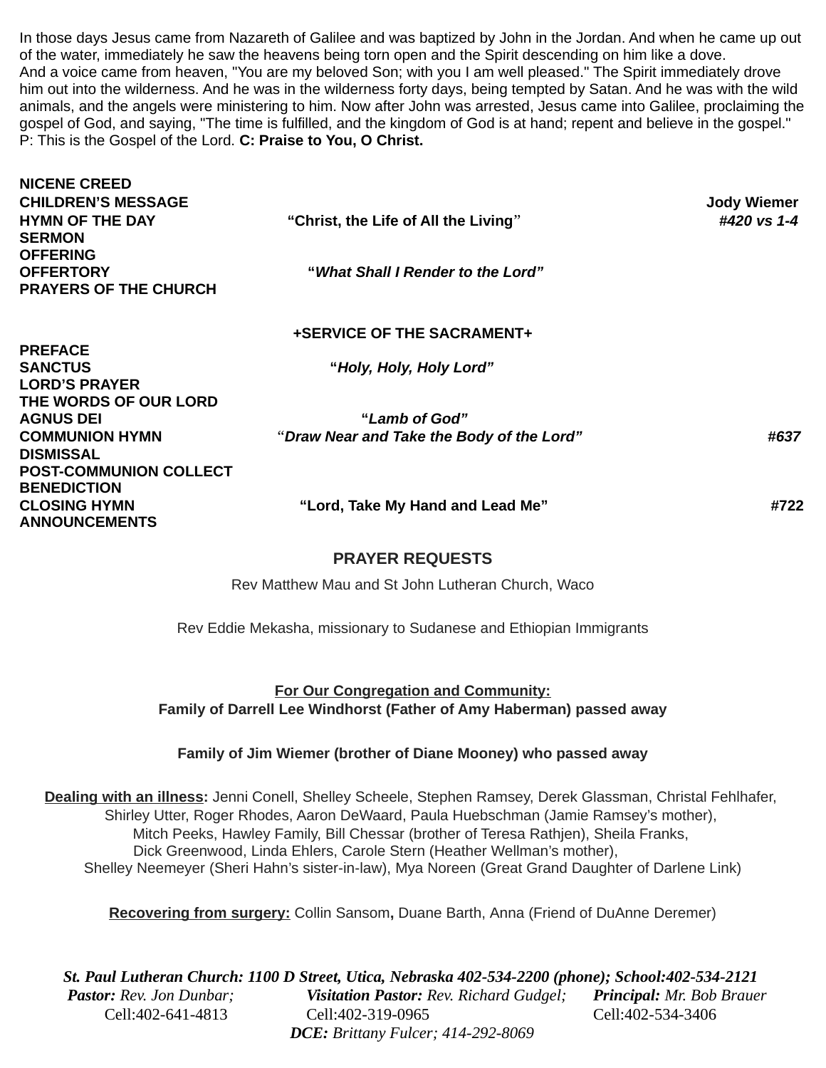In those days Jesus came from Nazareth of Galilee and was baptized by John in the Jordan. And when he came up out of the water, immediately he saw the heavens being torn open and the Spirit descending on him like a dove. And a voice came from heaven, "You are my beloved Son; with you I am well pleased." The Spirit immediately drove him out into the wilderness. And he was in the wilderness forty days, being tempted by Satan. And he was with the wild animals, and the angels were ministering to him. Now after John was arrested, Jesus came into Galilee, proclaiming the gospel of God, and saying, "The time is fulfilled, and the kingdom of God is at hand; repent and believe in the gospel."
P: This is the Gospel of the Lord. **C: Praise to You, O Christ.**

**NICENE CREED**
**CHILDREN'S MESSAGE** — **Jody Wiemer**
**HYMN OF THE DAY** — **"Christ, the Life of All the Living"** — ***#420 vs 1-4***
**SERMON**
**OFFERING**
**OFFERTORY** — **"*What Shall I Render to the Lord"***
**PRAYERS OF THE CHURCH**

**+SERVICE OF THE SACRAMENT+**

**PREFACE**
**SANCTUS** — **"*Holy, Holy, Holy Lord"***
**LORD'S PRAYER**
**THE WORDS OF OUR LORD**
**AGNUS DEI** — **"*Lamb of God"***
**COMMUNION HYMN** — **"*Draw Near and Take the Body of the Lord"*** — ***#637***
**DISMISSAL**
**POST-COMMUNION COLLECT**
**BENEDICTION**
**CLOSING HYMN** — **"Lord, Take My Hand and Lead Me"** — **#722**
**ANNOUNCEMENTS**

## PRAYER REQUESTS

Rev Matthew Mau and St John Lutheran Church, Waco

Rev Eddie Mekasha, missionary to Sudanese and Ethiopian Immigrants

**For Our Congregation and Community:**
**Family of Darrell Lee Windhorst (Father of Amy Haberman) passed away**

**Family of Jim Wiemer (brother of Diane Mooney) who passed away**

**Dealing with an illness:** Jenni Conell, Shelley Scheele, Stephen Ramsey, Derek Glassman, Christal Fehlhafer, Shirley Utter, Roger Rhodes, Aaron DeWaard, Paula Huebschman (Jamie Ramsey's mother), Mitch Peeks, Hawley Family, Bill Chessar (brother of Teresa Rathjen), Sheila Franks, Dick Greenwood, Linda Ehlers, Carole Stern (Heather Wellman's mother), Shelley Neemeyer (Sheri Hahn's sister-in-law), Mya Noreen (Great Grand Daughter of Darlene Link)

**Recovering from surgery:** Collin Sansom**,** Duane Barth, Anna (Friend of DuAnne Deremer)

***St. Paul Lutheran Church: 1100 D Street, Utica, Nebraska 402-534-2200 (phone); School:402-534-2121***
***Pastor:*** *Rev. Jon Dunbar;* Cell:402-641-4813 — ***Visitation Pastor:*** *Rev. Richard Gudgel;* Cell:402-319-0965 — ***Principal:*** *Mr. Bob Brauer* Cell:402-534-3406
***DCE:*** *Brittany Fulcer; 414-292-8069*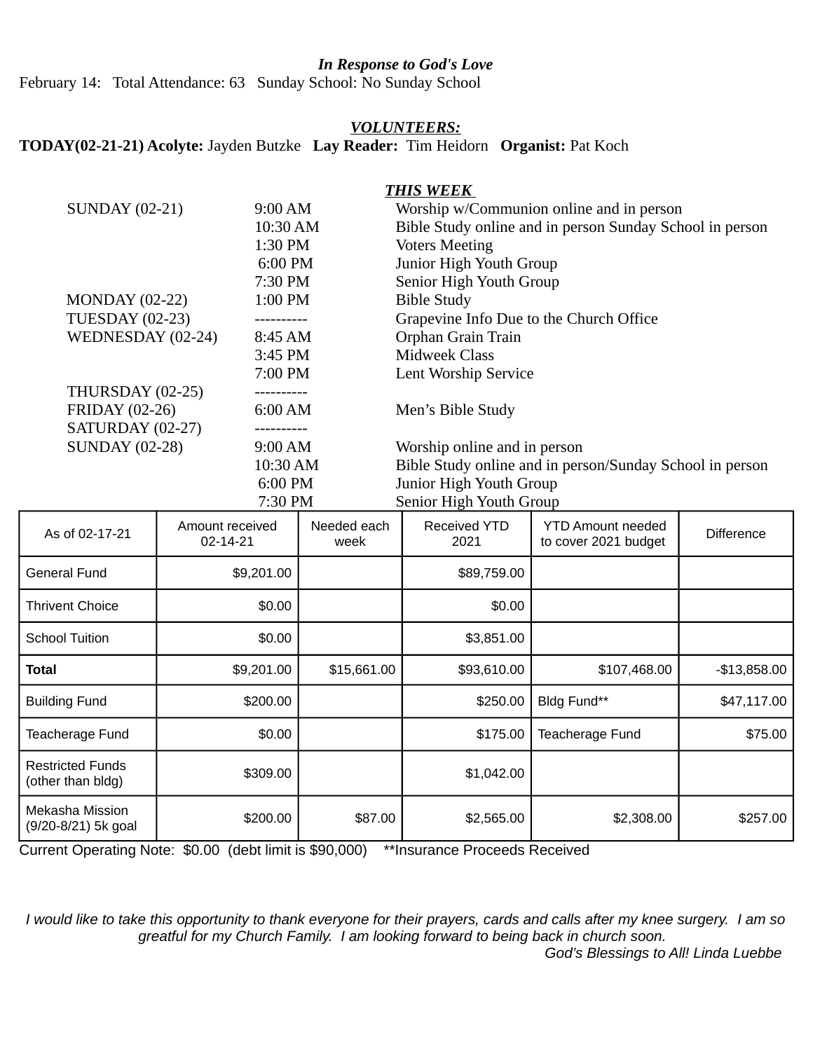***In Response to God's Love***

February 14: Total Attendance: 63 Sunday School: No Sunday School

***VOLUNTEERS:***

**TODAY(02-21-21) Acolyte:** Jayden Butzke **Lay Reader:** Tim Heidorn **Organist:** Pat Koch

***THIS WEEK***

| | | |
|---|---|---|
| SUNDAY (02-21) | 9:00 AM | Worship w/Communion online and in person |
| | 10:30 AM | Bible Study online and in person Sunday School in person |
| | 1:30 PM | Voters Meeting |
| | 6:00 PM | Junior High Youth Group |
| | 7:30 PM | Senior High Youth Group |
| MONDAY (02-22) | 1:00 PM | Bible Study |
| TUESDAY (02-23) | ---------- | Grapevine Info Due to the Church Office |
| WEDNESDAY (02-24) | 8:45 AM | Orphan Grain Train |
| | 3:45 PM | Midweek Class |
| | 7:00 PM | Lent Worship Service |
| THURSDAY (02-25) | ---------- | |
| FRIDAY (02-26) | 6:00 AM | Men's Bible Study |
| SATURDAY (02-27) | ---------- | |
| SUNDAY (02-28) | 9:00 AM | Worship online and in person |
| | 10:30 AM | Bible Study online and in person/Sunday School in person |
| | 6:00 PM | Junior High Youth Group |
| | 7:30 PM | Senior High Youth Group |

| As of 02-17-21 | Amount received 02-14-21 | Needed each week | Received YTD 2021 | YTD Amount needed to cover 2021 budget | Difference |
|---|---|---|---|---|---|
| General Fund | $9,201.00 | | $89,759.00 | | |
| Thrivent Choice | $0.00 | | $0.00 | | |
| School Tuition | $0.00 | | $3,851.00 | | |
| **Total** | $9,201.00 | $15,661.00 | $93,610.00 | $107,468.00 | -$13,858.00 |
| Building Fund | $200.00 | | $250.00 | Bldg Fund** | $47,117.00 |
| Teacherage Fund | $0.00 | | $175.00 | Teacherage Fund | $75.00 |
| Restricted Funds (other than bldg) | $309.00 | | $1,042.00 | | |
| Mekasha Mission (9/20-8/21) 5k goal | $200.00 | $87.00 | $2,565.00 | $2,308.00 | $257.00 |

Current Operating Note: $0.00 (debt limit is $90,000) **Insurance Proceeds Received

*I would like to take this opportunity to thank everyone for their prayers, cards and calls after my knee surgery. I am so greatful for my Church Family. I am looking forward to being back in church soon.*

*God's Blessings to All! Linda Luebbe*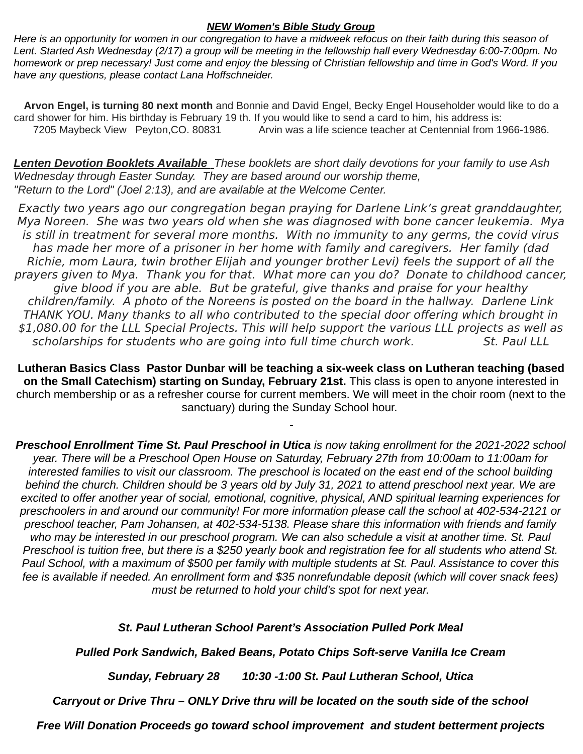***NEW Women's Bible Study Group***

*Here is an opportunity for women in our congregation to have a midweek refocus on their faith during this season of Lent. Started Ash Wednesday (2/17) a group will be meeting in the fellowship hall every Wednesday 6:00-7:00pm. No homework or prep necessary! Just come and enjoy the blessing of Christian fellowship and time in God's Word. If you have any questions, please contact Lana Hoffschneider.*

**Arvon Engel, is turning 80 next month** and Bonnie and David Engel, Becky Engel Householder would like to do a card shower for him. His birthday is February 19 th. If you would like to send a card to him, his address is: 7205 Maybeck View Peyton,CO. 80831 Arvin was a life science teacher at Centennial from 1966-1986.

***Lenten Devotion Booklets Available*** *These booklets are short daily devotions for your family to use Ash Wednesday through Easter Sunday. They are based around our worship theme, "Return to the Lord" (Joel 2:13), and are available at the Welcome Center.*

*Exactly two years ago our congregation began praying for Darlene Link's great granddaughter, Mya Noreen. She was two years old when she was diagnosed with bone cancer leukemia. Mya is still in treatment for several more months. With no immunity to any germs, the covid virus has made her more of a prisoner in her home with family and caregivers. Her family (dad Richie, mom Laura, twin brother Elijah and younger brother Levi) feels the support of all the prayers given to Mya. Thank you for that. What more can you do? Donate to childhood cancer, give blood if you are able. But be grateful, give thanks and praise for your healthy children/family. A photo of the Noreens is posted on the board in the hallway. Darlene Link THANK YOU. Many thanks to all who contributed to the special door offering which brought in $1,080.00 for the LLL Special Projects. This will help support the various LLL projects as well as scholarships for students who are going into full time church work. St. Paul LLL*

**Lutheran Basics Class Pastor Dunbar will be teaching a six-week class on Lutheran teaching (based on the Small Catechism) starting on Sunday, February 21st.** This class is open to anyone interested in church membership or as a refresher course for current members. We will meet in the choir room (next to the sanctuary) during the Sunday School hour.

***Preschool Enrollment Time St. Paul Preschool in Utica*** *is now taking enrollment for the 2021-2022 school year. There will be a Preschool Open House on Saturday, February 27th from 10:00am to 11:00am for interested families to visit our classroom. The preschool is located on the east end of the school building behind the church. Children should be 3 years old by July 31, 2021 to attend preschool next year. We are excited to offer another year of social, emotional, cognitive, physical, AND spiritual learning experiences for preschoolers in and around our community! For more information please call the school at 402-534-2121 or preschool teacher, Pam Johansen, at 402-534-5138. Please share this information with friends and family who may be interested in our preschool program. We can also schedule a visit at another time. St. Paul Preschool is tuition free, but there is a $250 yearly book and registration fee for all students who attend St. Paul School, with a maximum of $500 per family with multiple students at St. Paul. Assistance to cover this fee is available if needed. An enrollment form and $35 nonrefundable deposit (which will cover snack fees) must be returned to hold your child's spot for next year.*

***St. Paul Lutheran School Parent's Association Pulled Pork Meal***

***Pulled Pork Sandwich, Baked Beans, Potato Chips Soft-serve Vanilla Ice Cream***

***Sunday, February 28 10:30 -1:00 St. Paul Lutheran School, Utica***

***Carryout or Drive Thru – ONLY Drive thru will be located on the south side of the school***

***Free Will Donation Proceeds go toward school improvement and student betterment projects***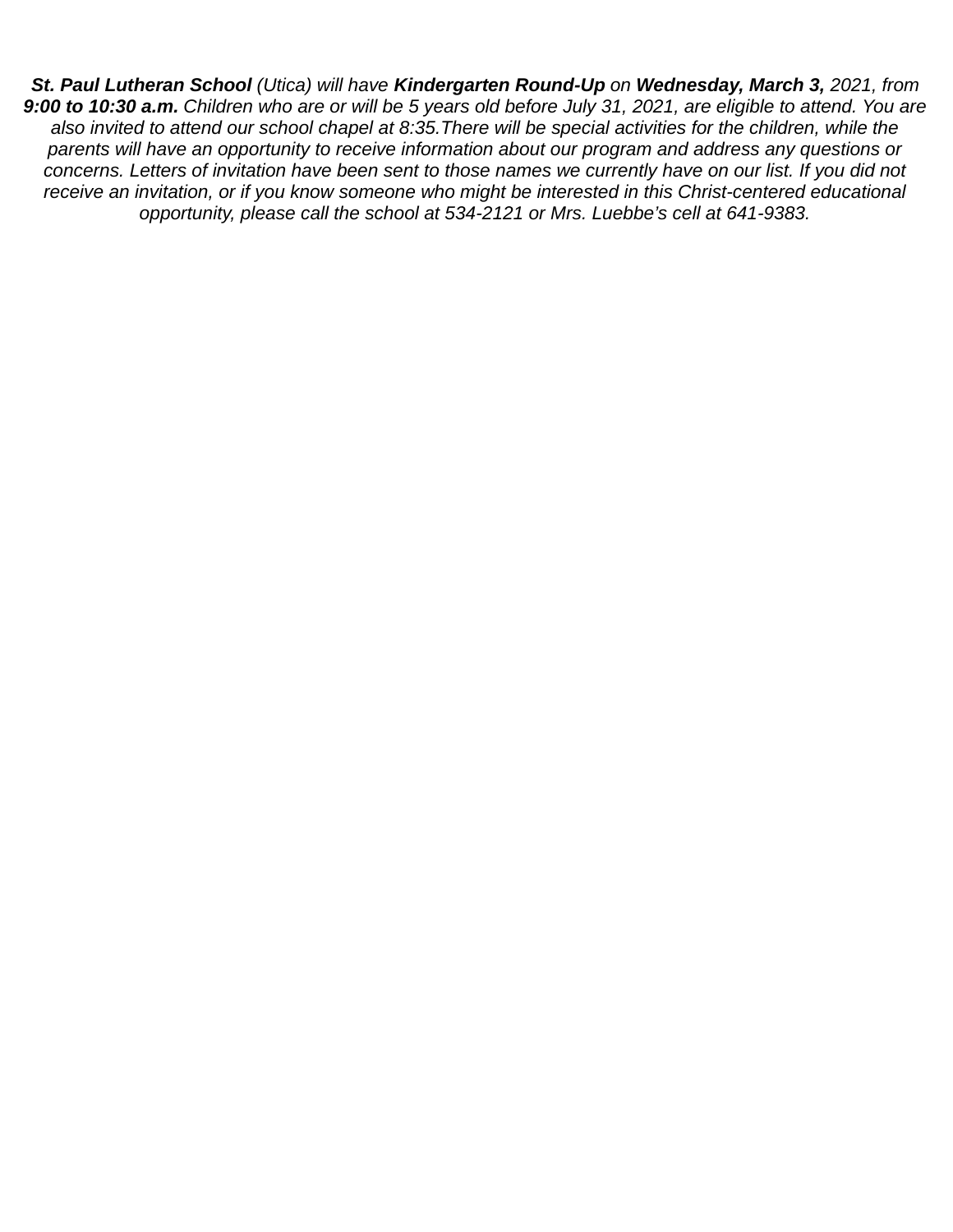***St. Paul Lutheran School** (Utica) will have **Kindergarten Round-Up** on **Wednesday, March 3,** 2021, from **9:00 to 10:30 a.m.** Children who are or will be 5 years old before July 31, 2021, are eligible to attend. You are also invited to attend our school chapel at 8:35.There will be special activities for the children, while the parents will have an opportunity to receive information about our program and address any questions or concerns. Letters of invitation have been sent to those names we currently have on our list. If you did not receive an invitation, or if you know someone who might be interested in this Christ-centered educational opportunity, please call the school at 534-2121 or Mrs. Luebbe's cell at 641-9383.*